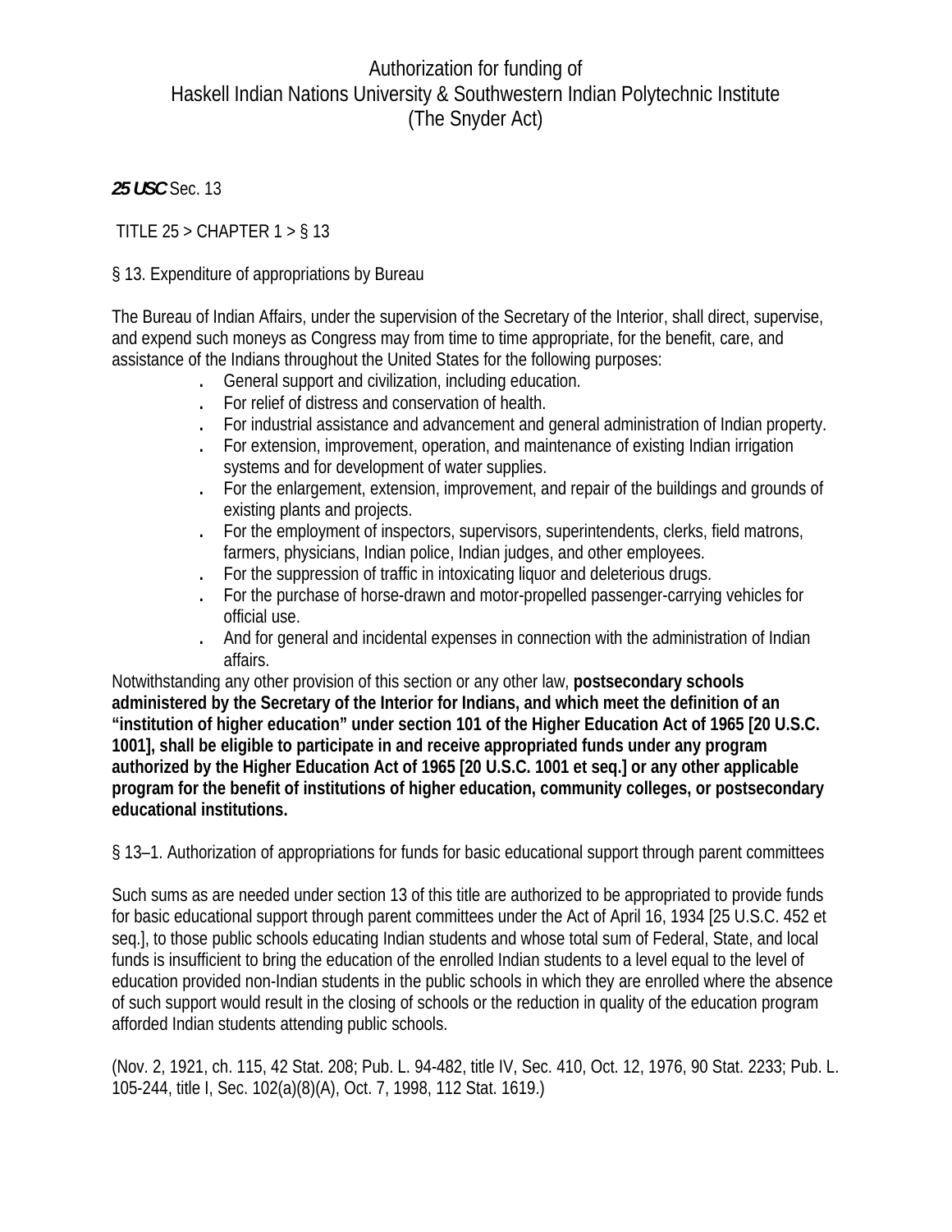# Authorization for funding of Haskell Indian Nations University & Southwestern Indian Polytechnic Institute (The Snyder Act)

***25 USC*** Sec. 13

TITLE 25 > CHAPTER 1 > § 13

§ 13. Expenditure of appropriations by Bureau

The Bureau of Indian Affairs, under the supervision of the Secretary of the Interior, shall direct, supervise, and expend such moneys as Congress may from time to time appropriate, for the benefit, care, and assistance of the Indians throughout the United States for the following purposes:

- General support and civilization, including education.
- For relief of distress and conservation of health.
- For industrial assistance and advancement and general administration of Indian property.
- For extension, improvement, operation, and maintenance of existing Indian irrigation systems and for development of water supplies.
- For the enlargement, extension, improvement, and repair of the buildings and grounds of existing plants and projects.
- For the employment of inspectors, supervisors, superintendents, clerks, field matrons, farmers, physicians, Indian police, Indian judges, and other employees.
- For the suppression of traffic in intoxicating liquor and deleterious drugs.
- For the purchase of horse-drawn and motor-propelled passenger-carrying vehicles for official use.
- And for general and incidental expenses in connection with the administration of Indian affairs.

Notwithstanding any other provision of this section or any other law, **postsecondary schools administered by the Secretary of the Interior for Indians, and which meet the definition of an “institution of higher education” under section 101 of the Higher Education Act of 1965 [20 U.S.C. 1001], shall be eligible to participate in and receive appropriated funds under any program authorized by the Higher Education Act of 1965 [20 U.S.C. 1001 et seq.] or any other applicable program for the benefit of institutions of higher education, community colleges, or postsecondary educational institutions.**

§ 13–1. Authorization of appropriations for funds for basic educational support through parent committees

Such sums as are needed under section 13 of this title are authorized to be appropriated to provide funds for basic educational support through parent committees under the Act of April 16, 1934 [25 U.S.C. 452 et seq.], to those public schools educating Indian students and whose total sum of Federal, State, and local funds is insufficient to bring the education of the enrolled Indian students to a level equal to the level of education provided non-Indian students in the public schools in which they are enrolled where the absence of such support would result in the closing of schools or the reduction in quality of the education program afforded Indian students attending public schools.

(Nov. 2, 1921, ch. 115, 42 Stat. 208; Pub. L. 94-482, title IV, Sec. 410, Oct. 12, 1976, 90 Stat. 2233; Pub. L. 105-244, title I, Sec. 102(a)(8)(A), Oct. 7, 1998, 112 Stat. 1619.)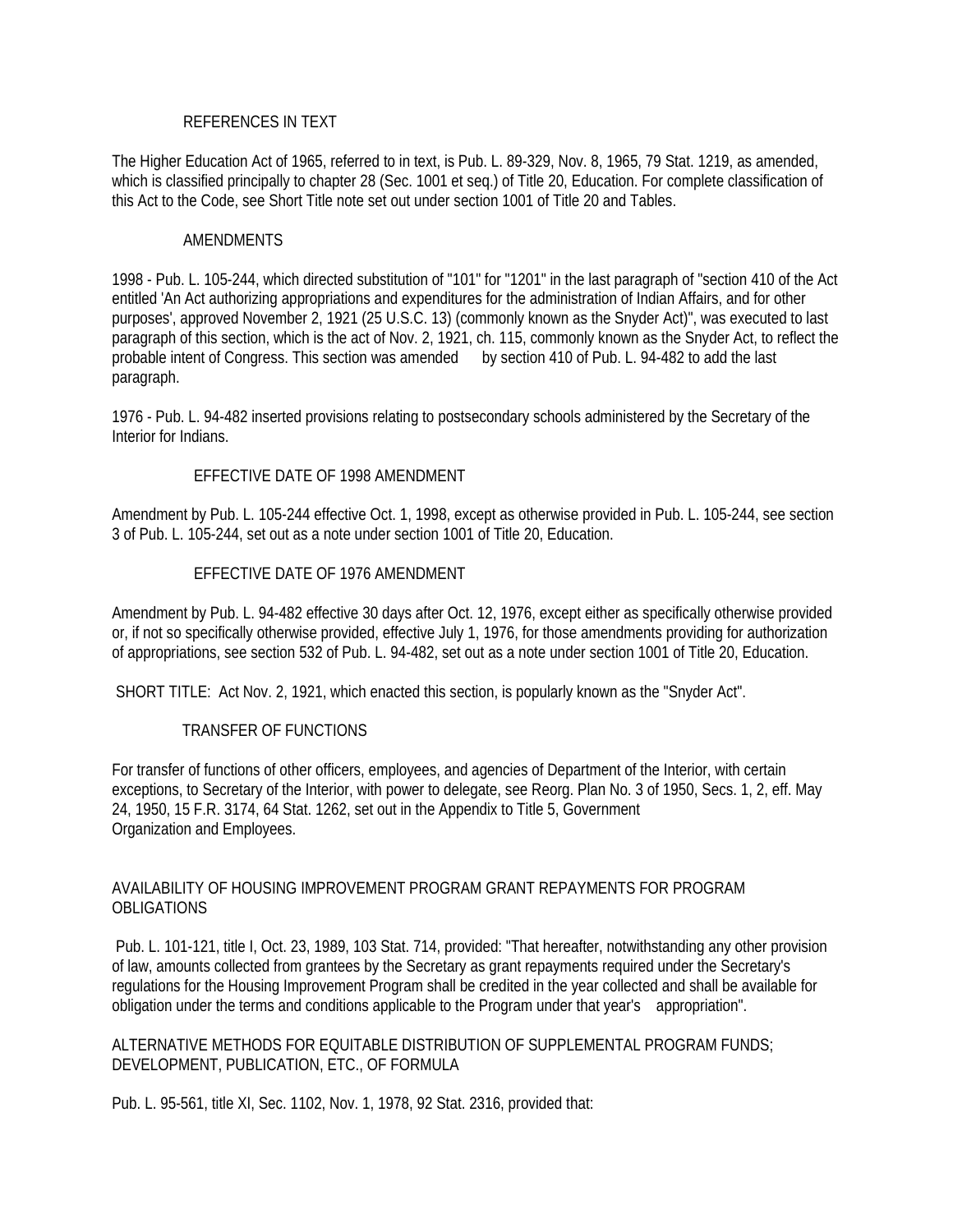### REFERENCES IN TEXT

The Higher Education Act of 1965, referred to in text, is Pub. L. 89-329, Nov. 8, 1965, 79 Stat. 1219, as amended, which is classified principally to chapter 28 (Sec. 1001 et seq.) of Title 20, Education. For complete classification of this Act to the Code, see Short Title note set out under section 1001 of Title 20 and Tables.

### AMENDMENTS

1998 - Pub. L. 105-244, which directed substitution of "101" for "1201" in the last paragraph of "section 410 of the Act entitled 'An Act authorizing appropriations and expenditures for the administration of Indian Affairs, and for other purposes', approved November 2, 1921 (25 U.S.C. 13) (commonly known as the Snyder Act)", was executed to last paragraph of this section, which is the act of Nov. 2, 1921, ch. 115, commonly known as the Snyder Act, to reflect the probable intent of Congress. This section was amended by section 410 of Pub. L. 94-482 to add the last paragraph.

1976 - Pub. L. 94-482 inserted provisions relating to postsecondary schools administered by the Secretary of the Interior for Indians.

### EFFECTIVE DATE OF 1998 AMENDMENT

Amendment by Pub. L. 105-244 effective Oct. 1, 1998, except as otherwise provided in Pub. L. 105-244, see section 3 of Pub. L. 105-244, set out as a note under section 1001 of Title 20, Education.

### EFFECTIVE DATE OF 1976 AMENDMENT

Amendment by Pub. L. 94-482 effective 30 days after Oct. 12, 1976, except either as specifically otherwise provided or, if not so specifically otherwise provided, effective July 1, 1976, for those amendments providing for authorization of appropriations, see section 532 of Pub. L. 94-482, set out as a note under section 1001 of Title 20, Education.

SHORT TITLE: Act Nov. 2, 1921, which enacted this section, is popularly known as the "Snyder Act".

### TRANSFER OF FUNCTIONS

For transfer of functions of other officers, employees, and agencies of Department of the Interior, with certain exceptions, to Secretary of the Interior, with power to delegate, see Reorg. Plan No. 3 of 1950, Secs. 1, 2, eff. May 24, 1950, 15 F.R. 3174, 64 Stat. 1262, set out in the Appendix to Title 5, Government Organization and Employees.

### AVAILABILITY OF HOUSING IMPROVEMENT PROGRAM GRANT REPAYMENTS FOR PROGRAM OBLIGATIONS

Pub. L. 101-121, title I, Oct. 23, 1989, 103 Stat. 714, provided: "That hereafter, notwithstanding any other provision of law, amounts collected from grantees by the Secretary as grant repayments required under the Secretary's regulations for the Housing Improvement Program shall be credited in the year collected and shall be available for obligation under the terms and conditions applicable to the Program under that year's appropriation".

### ALTERNATIVE METHODS FOR EQUITABLE DISTRIBUTION OF SUPPLEMENTAL PROGRAM FUNDS; DEVELOPMENT, PUBLICATION, ETC., OF FORMULA

Pub. L. 95-561, title XI, Sec. 1102, Nov. 1, 1978, 92 Stat. 2316, provided that: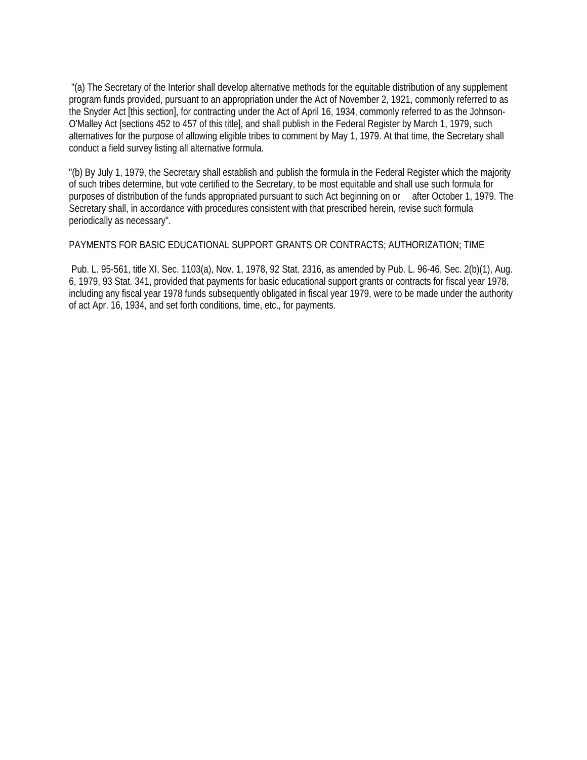"(a) The Secretary of the Interior shall develop alternative methods for the equitable distribution of any supplement program funds provided, pursuant to an appropriation under the Act of November 2, 1921, commonly referred to as the Snyder Act [this section], for contracting under the Act of April 16, 1934, commonly referred to as the Johnson-O'Malley Act [sections 452 to 457 of this title], and shall publish in the Federal Register by March 1, 1979, such alternatives for the purpose of allowing eligible tribes to comment by May 1, 1979. At that time, the Secretary shall conduct a field survey listing all alternative formula.

"(b) By July 1, 1979, the Secretary shall establish and publish the formula in the Federal Register which the majority of such tribes determine, but vote certified to the Secretary, to be most equitable and shall use such formula for purposes of distribution of the funds appropriated pursuant to such Act beginning on or after October 1, 1979. The Secretary shall, in accordance with procedures consistent with that prescribed herein, revise such formula periodically as necessary".

PAYMENTS FOR BASIC EDUCATIONAL SUPPORT GRANTS OR CONTRACTS; AUTHORIZATION; TIME

Pub. L. 95-561, title XI, Sec. 1103(a), Nov. 1, 1978, 92 Stat. 2316, as amended by Pub. L. 96-46, Sec. 2(b)(1), Aug. 6, 1979, 93 Stat. 341, provided that payments for basic educational support grants or contracts for fiscal year 1978, including any fiscal year 1978 funds subsequently obligated in fiscal year 1979, were to be made under the authority of act Apr. 16, 1934, and set forth conditions, time, etc., for payments.